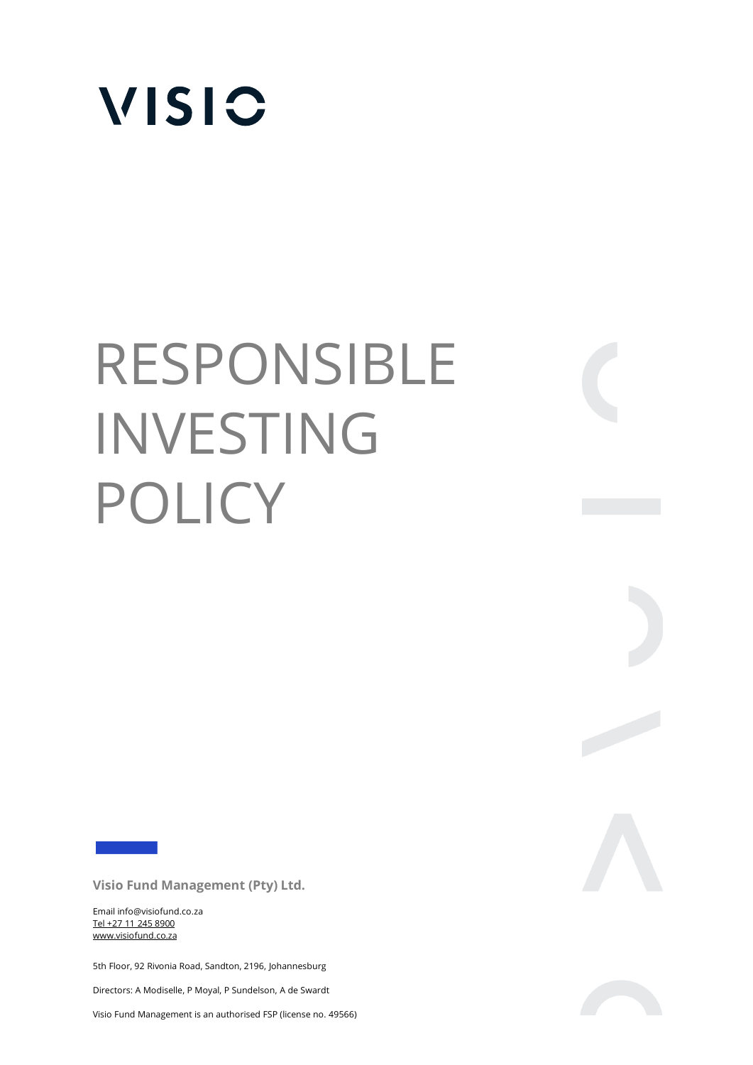VISIO

# RESPONSIBLE INVESTING POLICY

**Visio Fund Management (Pty) Ltd.**

Email info@visiofund.co.za
Tel +27 11 245 8900
www.visiofund.co.za

5th Floor, 92 Rivonia Road, Sandton, 2196, Johannesburg

Directors: A Modiselle, P Moyal, P Sundelson, A de Swardt

Visio Fund Management is an authorised FSP (license no. 49566)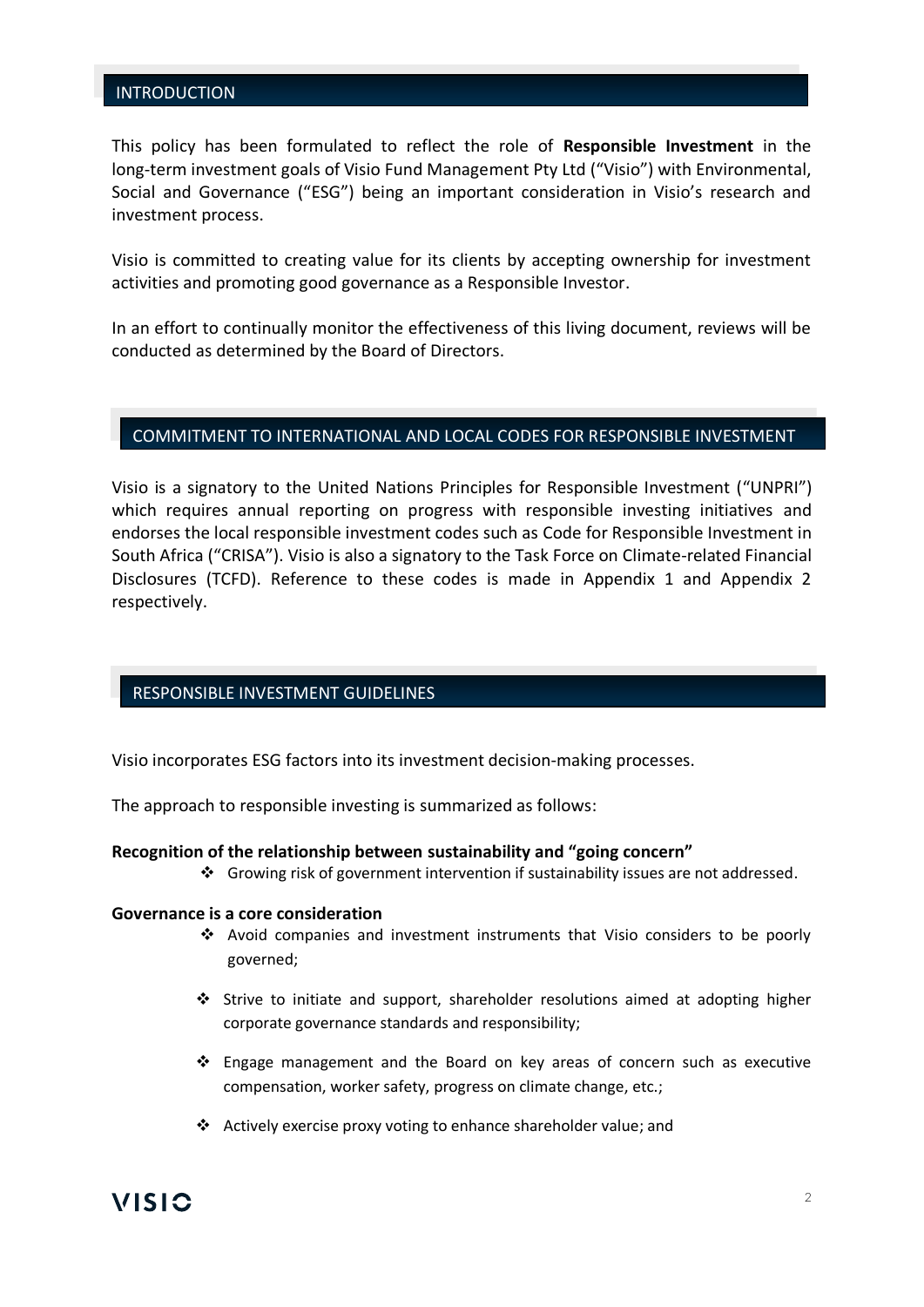## INTRODUCTION

This policy has been formulated to reflect the role of **Responsible Investment** in the long-term investment goals of Visio Fund Management Pty Ltd ("Visio") with Environmental, Social and Governance ("ESG") being an important consideration in Visio's research and investment process.

Visio is committed to creating value for its clients by accepting ownership for investment activities and promoting good governance as a Responsible Investor.

In an effort to continually monitor the effectiveness of this living document, reviews will be conducted as determined by the Board of Directors.

## COMMITMENT TO INTERNATIONAL AND LOCAL CODES FOR RESPONSIBLE INVESTMENT

Visio is a signatory to the United Nations Principles for Responsible Investment ("UNPRI") which requires annual reporting on progress with responsible investing initiatives and endorses the local responsible investment codes such as Code for Responsible Investment in South Africa ("CRISA"). Visio is also a signatory to the Task Force on Climate-related Financial Disclosures (TCFD). Reference to these codes is made in Appendix 1 and Appendix 2 respectively.

## RESPONSIBLE INVESTMENT GUIDELINES

Visio incorporates ESG factors into its investment decision-making processes.

The approach to responsible investing is summarized as follows:

**Recognition of the relationship between sustainability and "going concern"**

- Growing risk of government intervention if sustainability issues are not addressed.

**Governance is a core consideration**

- Avoid companies and investment instruments that Visio considers to be poorly governed;
- Strive to initiate and support, shareholder resolutions aimed at adopting higher corporate governance standards and responsibility;
- Engage management and the Board on key areas of concern such as executive compensation, worker safety, progress on climate change, etc.;
- Actively exercise proxy voting to enhance shareholder value; and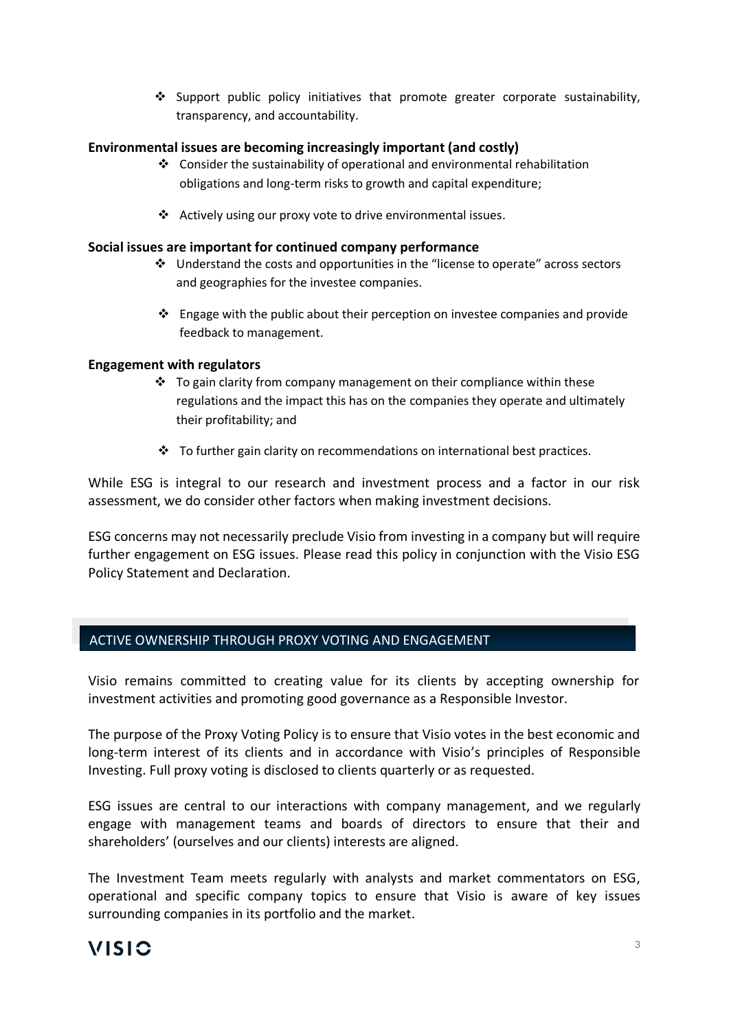- Support public policy initiatives that promote greater corporate sustainability, transparency, and accountability.

**Environmental issues are becoming increasingly important (and costly)**

- Consider the sustainability of operational and environmental rehabilitation obligations and long-term risks to growth and capital expenditure;
- Actively using our proxy vote to drive environmental issues.

**Social issues are important for continued company performance**

- Understand the costs and opportunities in the "license to operate" across sectors and geographies for the investee companies.
- Engage with the public about their perception on investee companies and provide feedback to management.

**Engagement with regulators**

- To gain clarity from company management on their compliance within these regulations and the impact this has on the companies they operate and ultimately their profitability; and
- To further gain clarity on recommendations on international best practices.

While ESG is integral to our research and investment process and a factor in our risk assessment, we do consider other factors when making investment decisions.

ESG concerns may not necessarily preclude Visio from investing in a company but will require further engagement on ESG issues. Please read this policy in conjunction with the Visio ESG Policy Statement and Declaration.

## ACTIVE OWNERSHIP THROUGH PROXY VOTING AND ENGAGEMENT

Visio remains committed to creating value for its clients by accepting ownership for investment activities and promoting good governance as a Responsible Investor.

The purpose of the Proxy Voting Policy is to ensure that Visio votes in the best economic and long-term interest of its clients and in accordance with Visio's principles of Responsible Investing. Full proxy voting is disclosed to clients quarterly or as requested.

ESG issues are central to our interactions with company management, and we regularly engage with management teams and boards of directors to ensure that their and shareholders' (ourselves and our clients) interests are aligned.

The Investment Team meets regularly with analysts and market commentators on ESG, operational and specific company topics to ensure that Visio is aware of key issues surrounding companies in its portfolio and the market.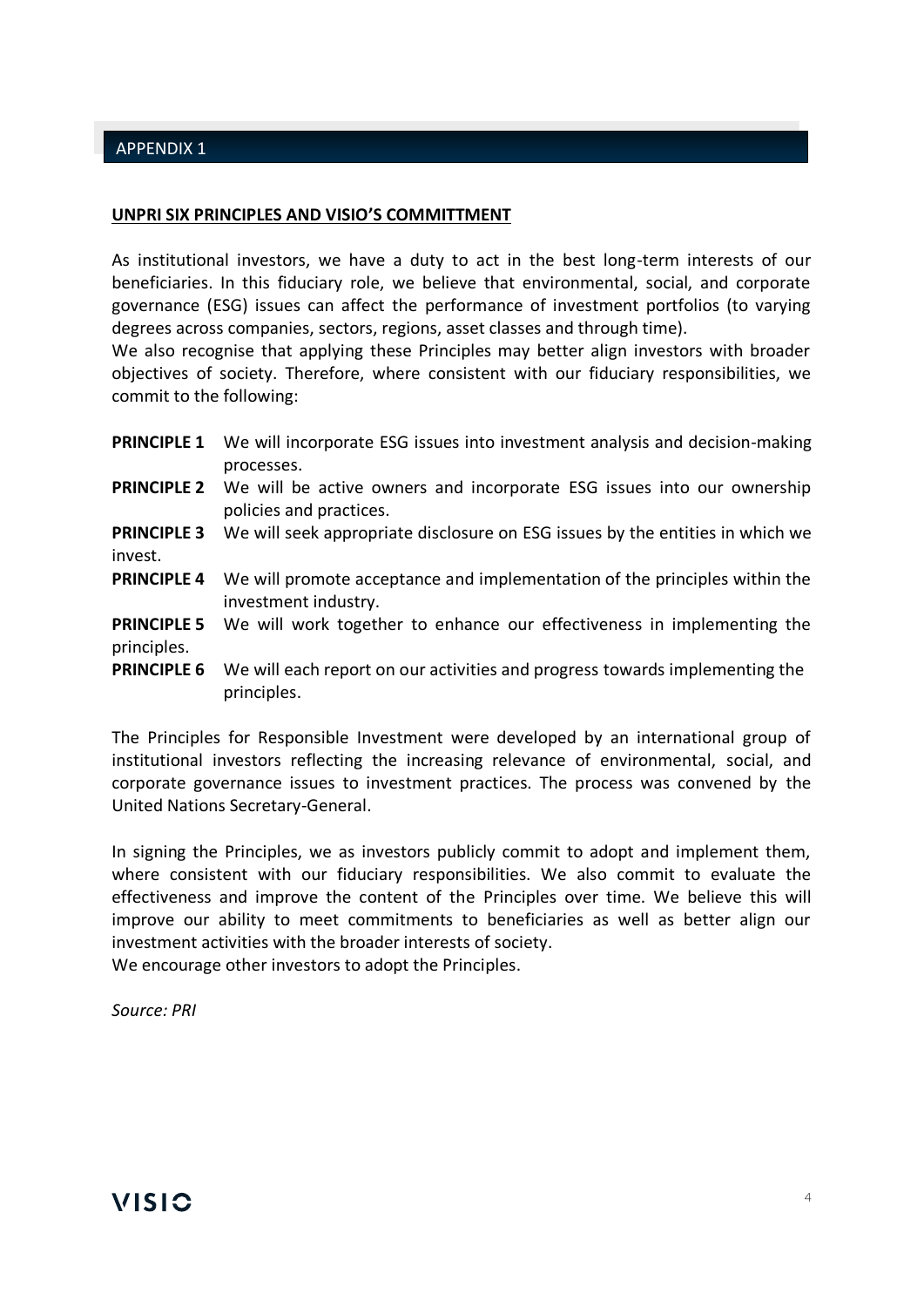## APPENDIX 1

**UNPRI SIX PRINCIPLES AND VISIO'S COMMITTMENT**

As institutional investors, we have a duty to act in the best long-term interests of our beneficiaries. In this fiduciary role, we believe that environmental, social, and corporate governance (ESG) issues can affect the performance of investment portfolios (to varying degrees across companies, sectors, regions, asset classes and through time).
We also recognise that applying these Principles may better align investors with broader objectives of society. Therefore, where consistent with our fiduciary responsibilities, we commit to the following:

**PRINCIPLE 1** We will incorporate ESG issues into investment analysis and decision-making processes.

**PRINCIPLE 2** We will be active owners and incorporate ESG issues into our ownership policies and practices.

**PRINCIPLE 3** We will seek appropriate disclosure on ESG issues by the entities in which we invest.

**PRINCIPLE 4** We will promote acceptance and implementation of the principles within the investment industry.

**PRINCIPLE 5** We will work together to enhance our effectiveness in implementing the principles.

**PRINCIPLE 6** We will each report on our activities and progress towards implementing the principles.

The Principles for Responsible Investment were developed by an international group of institutional investors reflecting the increasing relevance of environmental, social, and corporate governance issues to investment practices. The process was convened by the United Nations Secretary-General.

In signing the Principles, we as investors publicly commit to adopt and implement them, where consistent with our fiduciary responsibilities. We also commit to evaluate the effectiveness and improve the content of the Principles over time. We believe this will improve our ability to meet commitments to beneficiaries as well as better align our investment activities with the broader interests of society.
We encourage other investors to adopt the Principles.

*Source: PRI*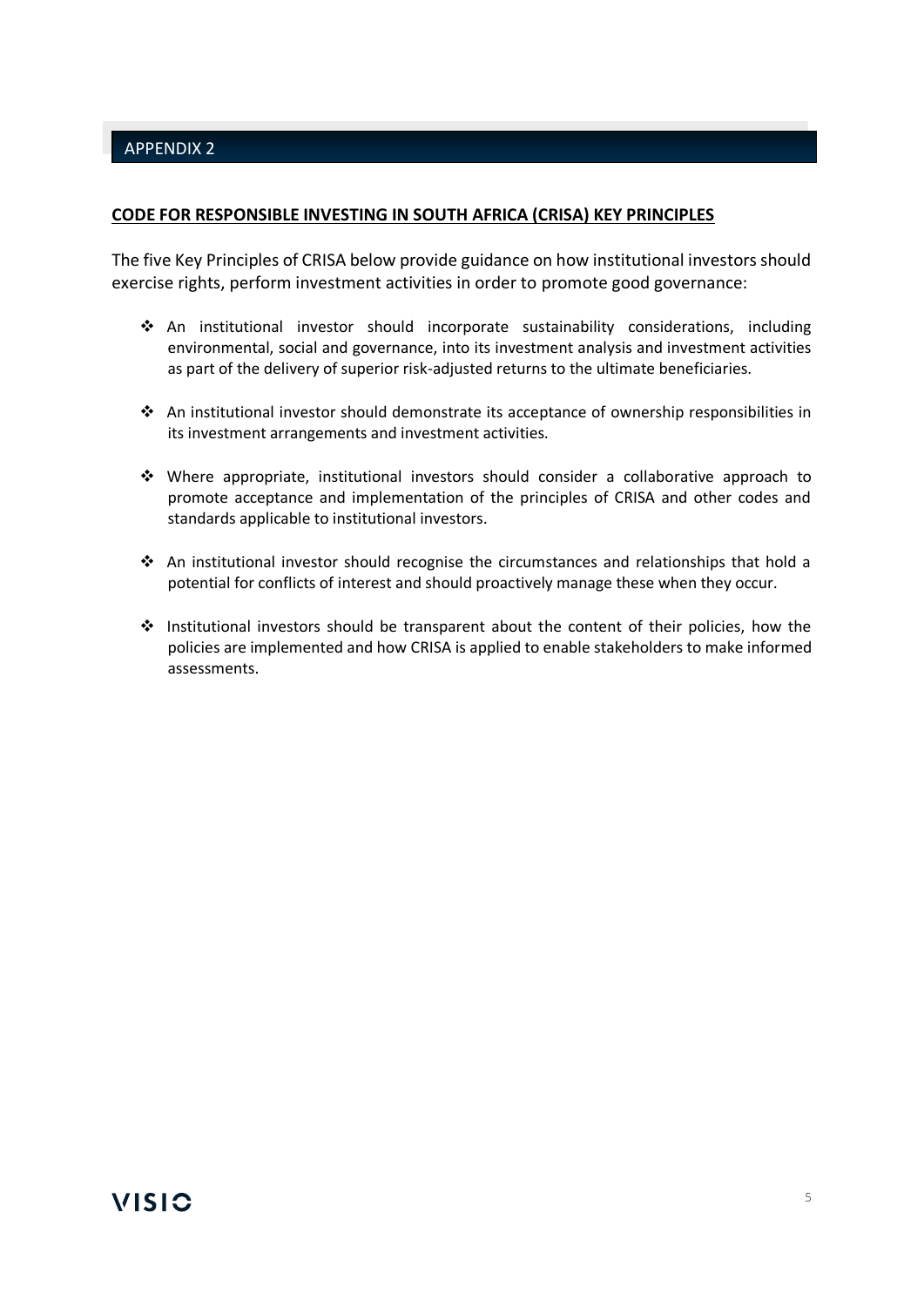## APPENDIX 2

**CODE FOR RESPONSIBLE INVESTING IN SOUTH AFRICA (CRISA) KEY PRINCIPLES**

The five Key Principles of CRISA below provide guidance on how institutional investors should exercise rights, perform investment activities in order to promote good governance:

- An institutional investor should incorporate sustainability considerations, including environmental, social and governance, into its investment analysis and investment activities as part of the delivery of superior risk-adjusted returns to the ultimate beneficiaries.
- An institutional investor should demonstrate its acceptance of ownership responsibilities in its investment arrangements and investment activities.
- Where appropriate, institutional investors should consider a collaborative approach to promote acceptance and implementation of the principles of CRISA and other codes and standards applicable to institutional investors.
- An institutional investor should recognise the circumstances and relationships that hold a potential for conflicts of interest and should proactively manage these when they occur.
- Institutional investors should be transparent about the content of their policies, how the policies are implemented and how CRISA is applied to enable stakeholders to make informed assessments.